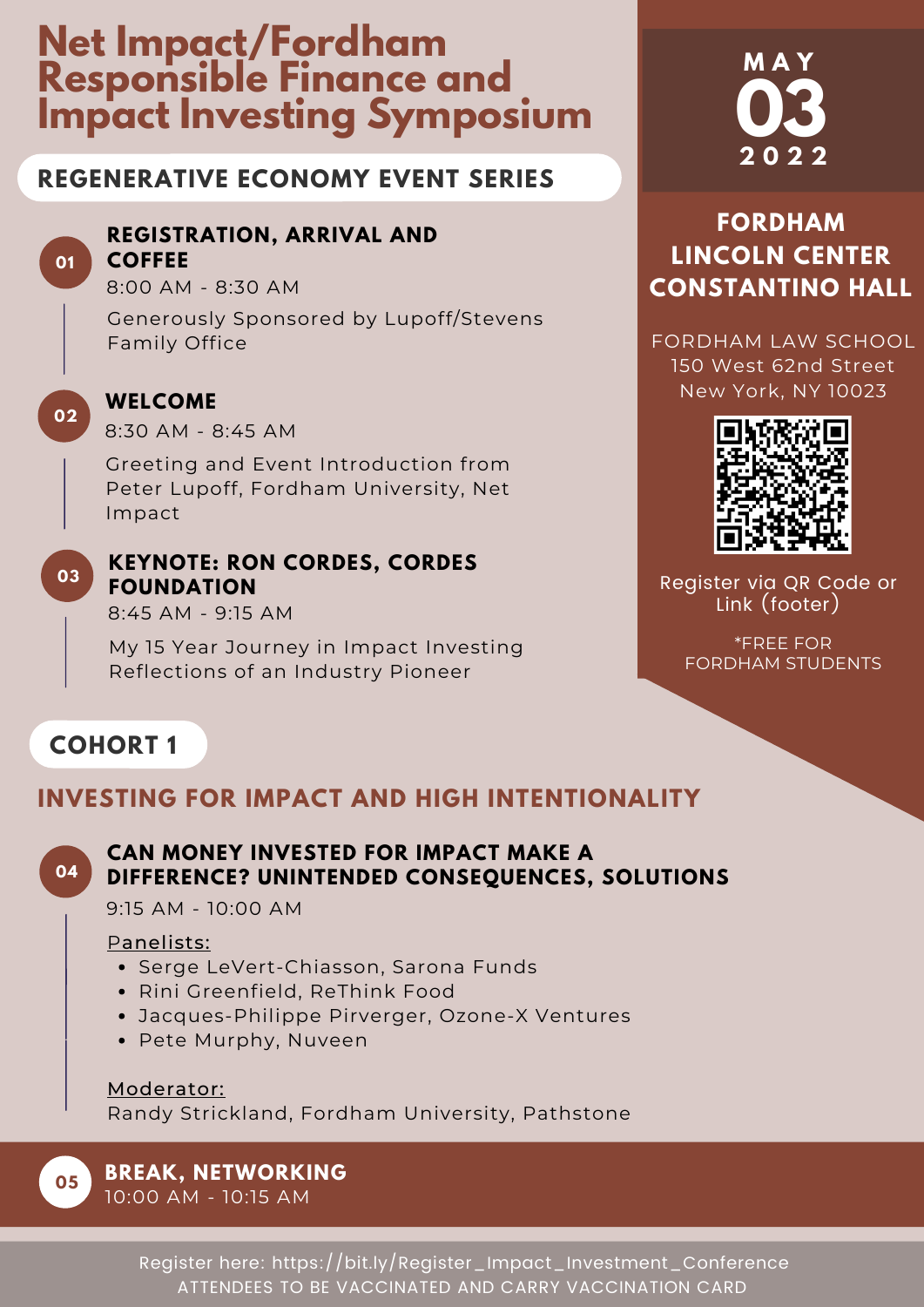# Net Impact/Fordham Responsible Finance and Impact Investing Symposium

## REGENERATIVE ECONOMY EVENT SERIES

**MAY 03 2022**

**FORDHAM LINCOLN CENTER CONSTANTINO HALL**

FORDHAM LAW SCHOOL
150 West 62nd Street
New York, NY 10023

Register via QR Code or Link (footer)

*FREE FOR FORDHAM STUDENTS

### 01 REGISTRATION, ARRIVAL AND COFFEE

8:00 AM - 8:30 AM

Generously Sponsored by Lupoff/Stevens Family Office

### 02 WELCOME

8:30 AM - 8:45 AM

Greeting and Event Introduction from Peter Lupoff, Fordham University, Net Impact

### 03 KEYNOTE: RON CORDES, CORDES FOUNDATION

8:45 AM - 9:15 AM

My 15 Year Journey in Impact Investing Reflections of an Industry Pioneer

## COHORT 1

## INVESTING FOR IMPACT AND HIGH INTENTIONALITY

### 04 CAN MONEY INVESTED FOR IMPACT MAKE A DIFFERENCE? UNINTENDED CONSEQUENCES, SOLUTIONS

9:15 AM - 10:00 AM

Panelists:

- Serge LeVert-Chiasson, Sarona Funds
- Rini Greenfield, ReThink Food
- Jacques-Philippe Pirverger, Ozone-X Ventures
- Pete Murphy, Nuveen

Moderator:
Randy Strickland, Fordham University, Pathstone

### 05 BREAK, NETWORKING

10:00 AM - 10:15 AM

Register here: https://bit.ly/Register_Impact_Investment_Conference
ATTENDEES TO BE VACCINATED AND CARRY VACCINATION CARD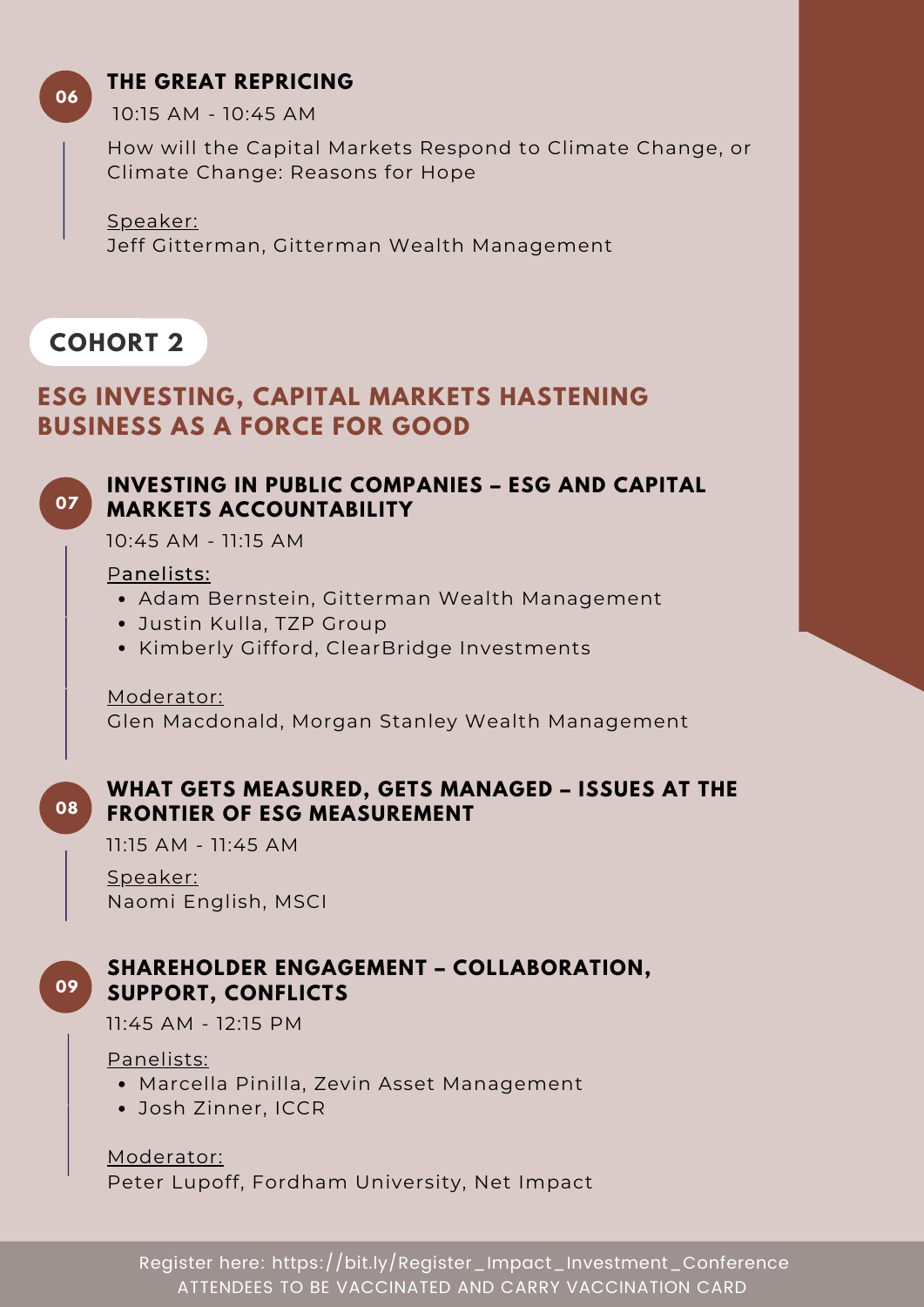### 06 THE GREAT REPRICING

10:15 AM - 10:45 AM

How will the Capital Markets Respond to Climate Change, or Climate Change: Reasons for Hope

Speaker:
Jeff Gitterman, Gitterman Wealth Management

## COHORT 2

## ESG INVESTING, CAPITAL MARKETS HASTENING BUSINESS AS A FORCE FOR GOOD

### 07 INVESTING IN PUBLIC COMPANIES – ESG AND CAPITAL MARKETS ACCOUNTABILITY

10:45 AM - 11:15 AM

Panelists:

- Adam Bernstein, Gitterman Wealth Management
- Justin Kulla, TZP Group
- Kimberly Gifford, ClearBridge Investments

Moderator:
Glen Macdonald, Morgan Stanley Wealth Management

### 08 WHAT GETS MEASURED, GETS MANAGED – ISSUES AT THE FRONTIER OF ESG MEASUREMENT

11:15 AM - 11:45 AM

Speaker:
Naomi English, MSCI

### 09 SHAREHOLDER ENGAGEMENT – COLLABORATION, SUPPORT, CONFLICTS

11:45 AM - 12:15 PM

Panelists:

- Marcella Pinilla, Zevin Asset Management
- Josh Zinner, ICCR

Moderator:
Peter Lupoff, Fordham University, Net Impact

Register here: https://bit.ly/Register_Impact_Investment_Conference
ATTENDEES TO BE VACCINATED AND CARRY VACCINATION CARD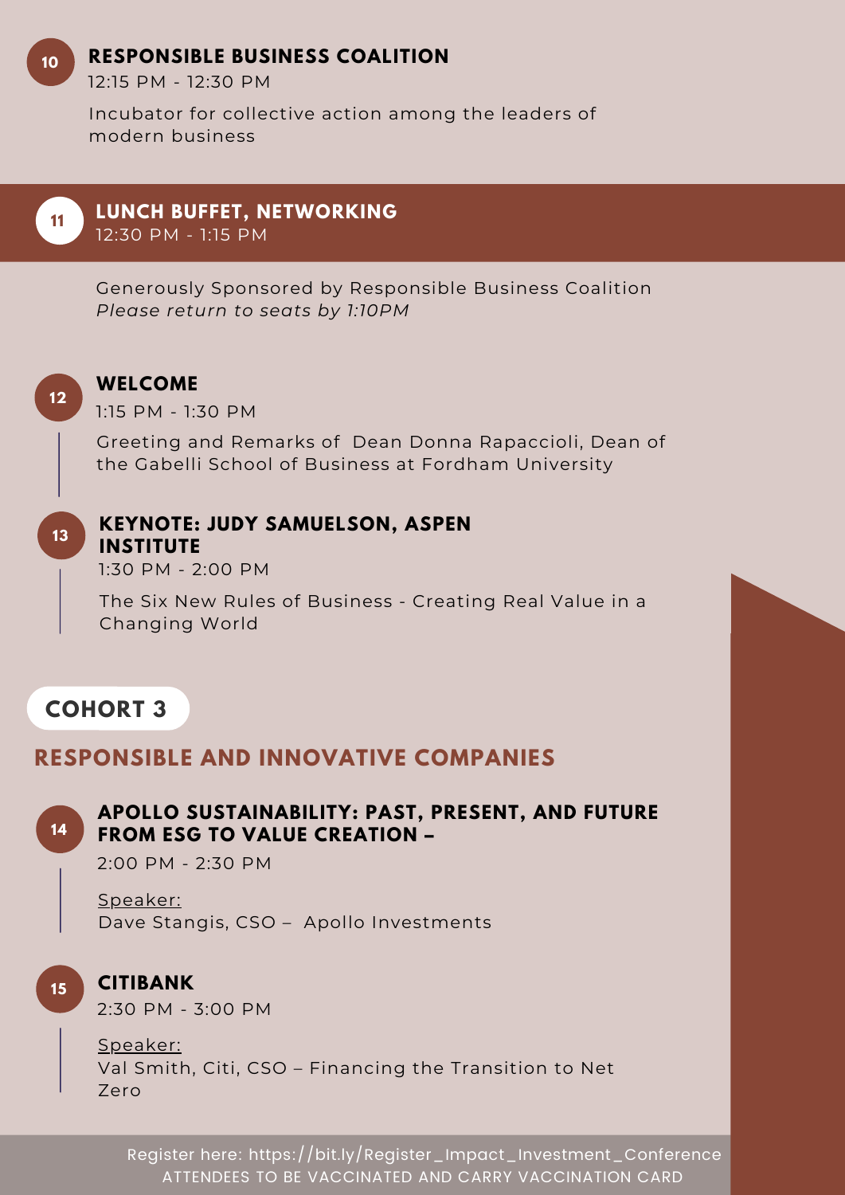### 10 RESPONSIBLE BUSINESS COALITION

12:15 PM - 12:30 PM

Incubator for collective action among the leaders of modern business

### 11 LUNCH BUFFET, NETWORKING

12:30 PM - 1:15 PM

Generously Sponsored by Responsible Business Coalition
*Please return to seats by 1:10PM*

### 12 WELCOME

1:15 PM - 1:30 PM

Greeting and Remarks of Dean Donna Rapaccioli, Dean of the Gabelli School of Business at Fordham University

### 13 KEYNOTE: JUDY SAMUELSON, ASPEN INSTITUTE

1:30 PM - 2:00 PM

The Six New Rules of Business - Creating Real Value in a Changing World

## COHORT 3

## RESPONSIBLE AND INNOVATIVE COMPANIES

### 14 APOLLO SUSTAINABILITY: PAST, PRESENT, AND FUTURE FROM ESG TO VALUE CREATION –

2:00 PM - 2:30 PM

Speaker:
Dave Stangis, CSO – Apollo Investments

### 15 CITIBANK

2:30 PM - 3:00 PM

Speaker:
Val Smith, Citi, CSO – Financing the Transition to Net Zero

Register here: https://bit.ly/Register_Impact_Investment_Conference
ATTENDEES TO BE VACCINATED AND CARRY VACCINATION CARD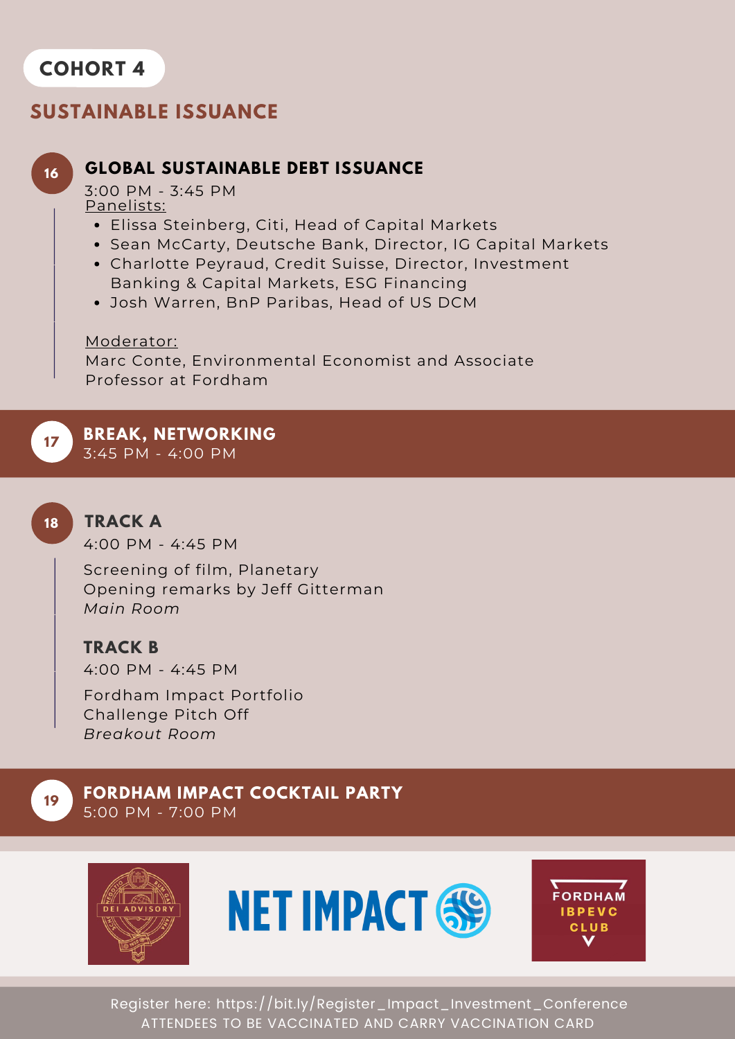**COHORT 4**

## SUSTAINABLE ISSUANCE

### 16 GLOBAL SUSTAINABLE DEBT ISSUANCE

3:00 PM - 3:45 PM

Panelists:

- Elissa Steinberg, Citi, Head of Capital Markets
- Sean McCarty, Deutsche Bank, Director, IG Capital Markets
- Charlotte Peyraud, Credit Suisse, Director, Investment Banking & Capital Markets, ESG Financing
- Josh Warren, BnP Paribas, Head of US DCM

Moderator:
Marc Conte, Environmental Economist and Associate Professor at Fordham

### 17 BREAK, NETWORKING

3:45 PM - 4:00 PM

### 18 TRACK A

4:00 PM - 4:45 PM

Screening of film, Planetary
Opening remarks by Jeff Gitterman
*Main Room*

### TRACK B

4:00 PM - 4:45 PM

Fordham Impact Portfolio Challenge Pitch Off
*Breakout Room*

### 19 FORDHAM IMPACT COCKTAIL PARTY

5:00 PM - 7:00 PM

DEI ADVISORY

NET IMPACT

FORDHAM IBPEVC CLUB

Register here: https://bit.ly/Register_Impact_Investment_Conference
ATTENDEES TO BE VACCINATED AND CARRY VACCINATION CARD